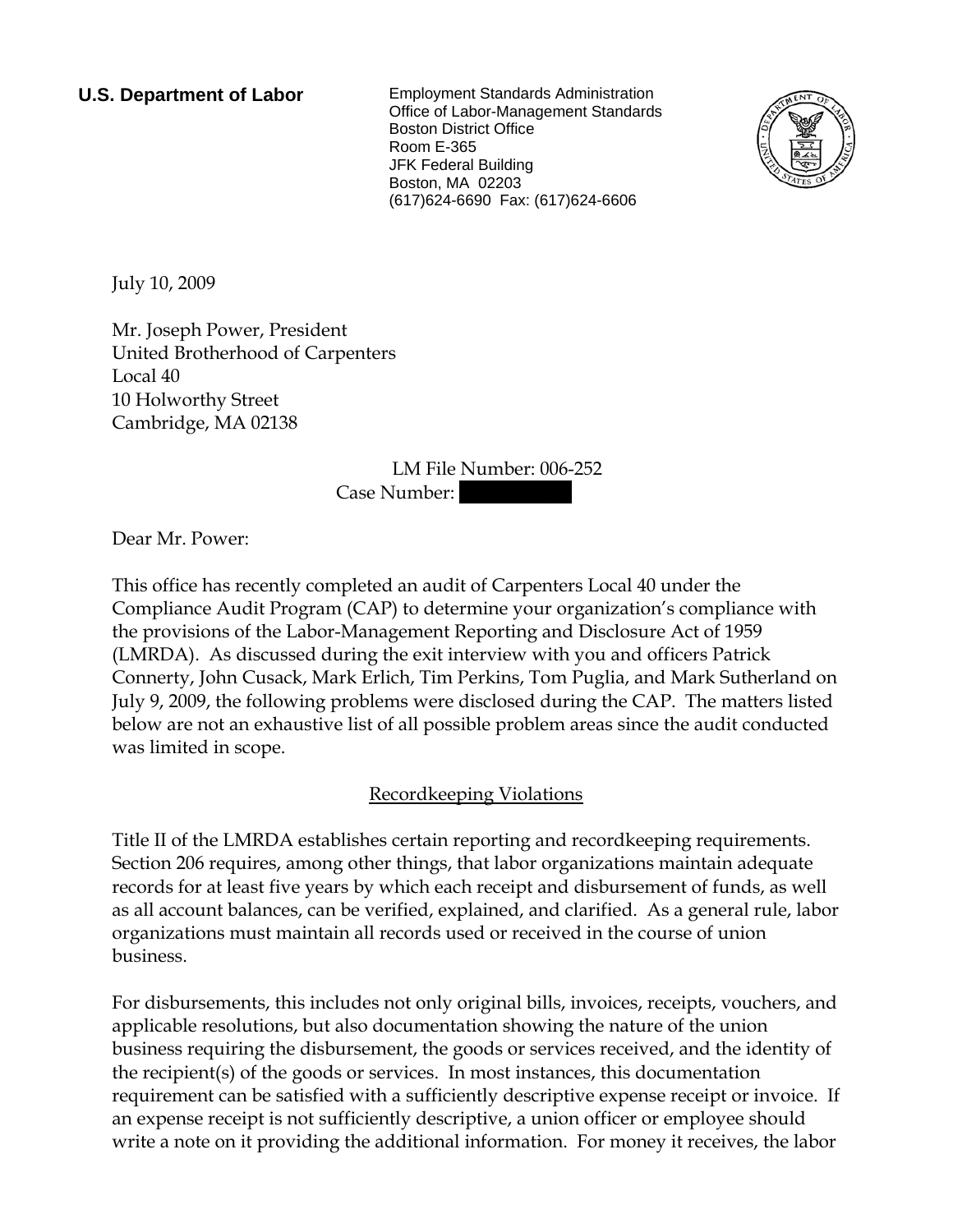**U.S. Department of Labor**

Employment Standards Administration
Office of Labor-Management Standards
Boston District Office
Room E-365
JFK Federal Building
Boston, MA 02203
(617)624-6690 Fax: (617)624-6606

July 10, 2009

Mr. Joseph Power, President
United Brotherhood of Carpenters
Local 40
10 Holworthy Street
Cambridge, MA 02138

LM File Number: 006-252
Case Number:

Dear Mr. Power:

This office has recently completed an audit of Carpenters Local 40 under the Compliance Audit Program (CAP) to determine your organization's compliance with the provisions of the Labor-Management Reporting and Disclosure Act of 1959 (LMRDA). As discussed during the exit interview with you and officers Patrick Connerty, John Cusack, Mark Erlich, Tim Perkins, Tom Puglia, and Mark Sutherland on July 9, 2009, the following problems were disclosed during the CAP. The matters listed below are not an exhaustive list of all possible problem areas since the audit conducted was limited in scope.

## Recordkeeping Violations

Title II of the LMRDA establishes certain reporting and recordkeeping requirements. Section 206 requires, among other things, that labor organizations maintain adequate records for at least five years by which each receipt and disbursement of funds, as well as all account balances, can be verified, explained, and clarified. As a general rule, labor organizations must maintain all records used or received in the course of union business.

For disbursements, this includes not only original bills, invoices, receipts, vouchers, and applicable resolutions, but also documentation showing the nature of the union business requiring the disbursement, the goods or services received, and the identity of the recipient(s) of the goods or services. In most instances, this documentation requirement can be satisfied with a sufficiently descriptive expense receipt or invoice. If an expense receipt is not sufficiently descriptive, a union officer or employee should write a note on it providing the additional information. For money it receives, the labor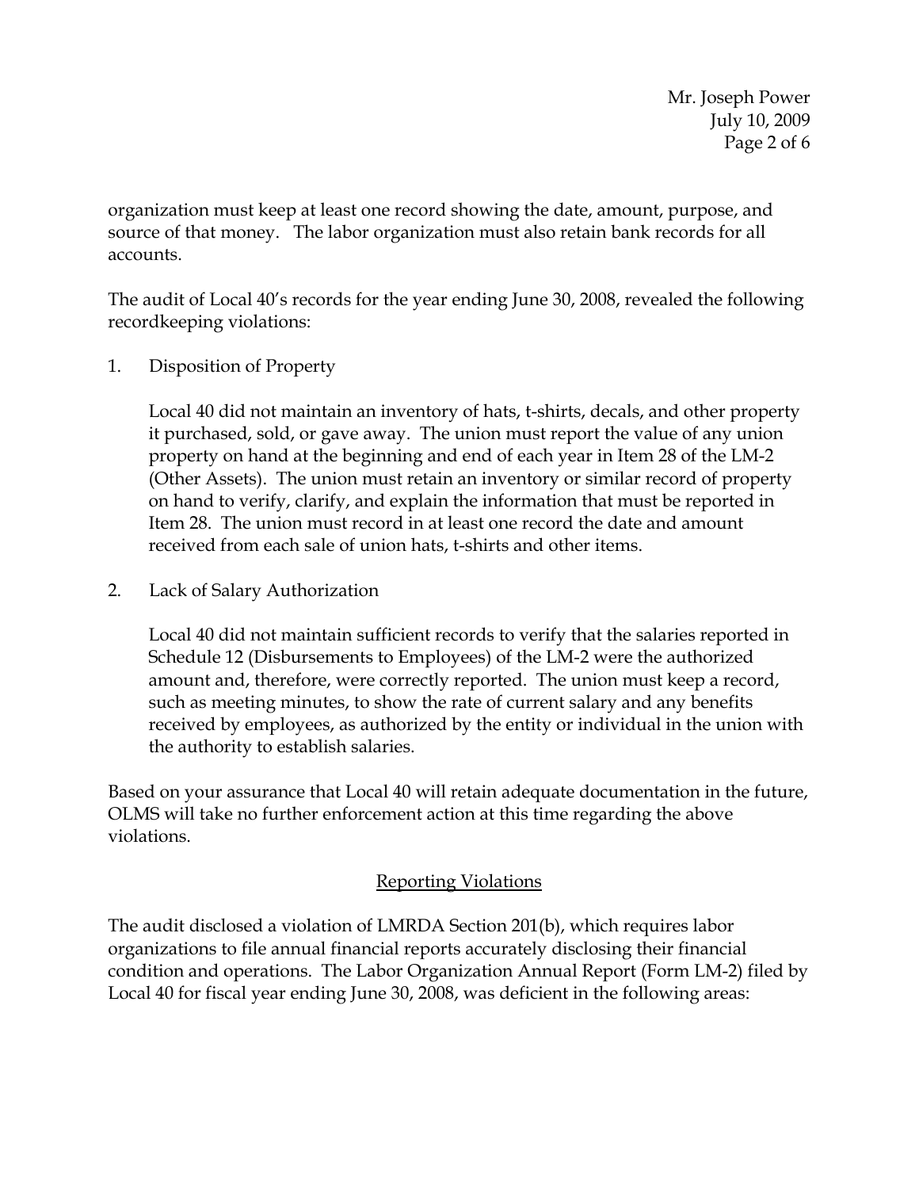organization must keep at least one record showing the date, amount, purpose, and source of that money. The labor organization must also retain bank records for all accounts.

The audit of Local 40's records for the year ending June 30, 2008, revealed the following recordkeeping violations:

1. Disposition of Property

   Local 40 did not maintain an inventory of hats, t-shirts, decals, and other property it purchased, sold, or gave away. The union must report the value of any union property on hand at the beginning and end of each year in Item 28 of the LM-2 (Other Assets). The union must retain an inventory or similar record of property on hand to verify, clarify, and explain the information that must be reported in Item 28. The union must record in at least one record the date and amount received from each sale of union hats, t-shirts and other items.

2. Lack of Salary Authorization

   Local 40 did not maintain sufficient records to verify that the salaries reported in Schedule 12 (Disbursements to Employees) of the LM-2 were the authorized amount and, therefore, were correctly reported. The union must keep a record, such as meeting minutes, to show the rate of current salary and any benefits received by employees, as authorized by the entity or individual in the union with the authority to establish salaries.

Based on your assurance that Local 40 will retain adequate documentation in the future, OLMS will take no further enforcement action at this time regarding the above violations.

## Reporting Violations

The audit disclosed a violation of LMRDA Section 201(b), which requires labor organizations to file annual financial reports accurately disclosing their financial condition and operations. The Labor Organization Annual Report (Form LM-2) filed by Local 40 for fiscal year ending June 30, 2008, was deficient in the following areas: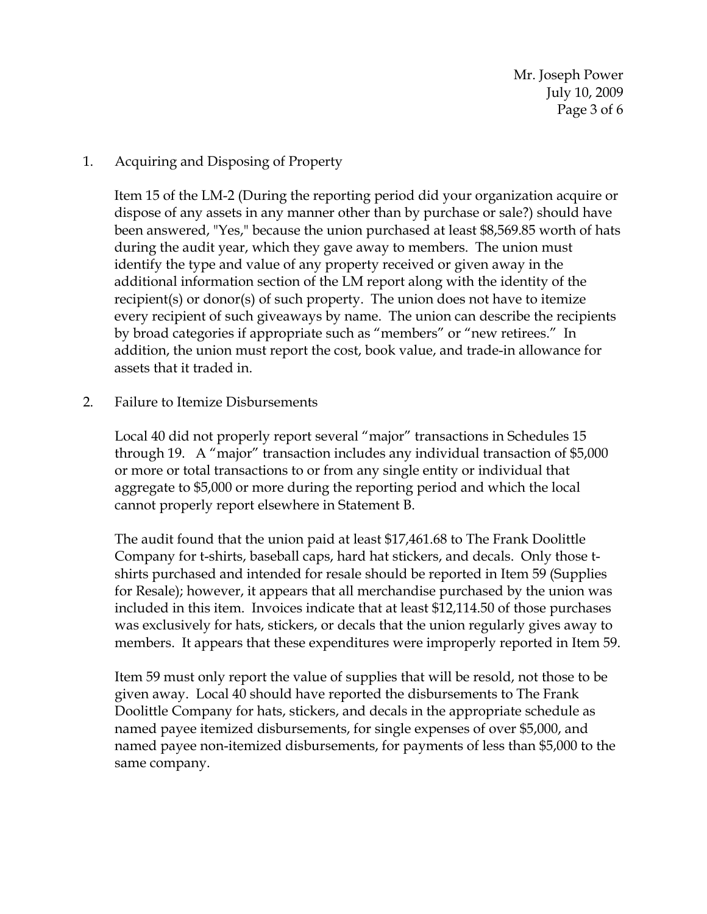1. Acquiring and Disposing of Property

   Item 15 of the LM-2 (During the reporting period did your organization acquire or dispose of any assets in any manner other than by purchase or sale?) should have been answered, "Yes," because the union purchased at least $8,569.85 worth of hats during the audit year, which they gave away to members. The union must identify the type and value of any property received or given away in the additional information section of the LM report along with the identity of the recipient(s) or donor(s) of such property. The union does not have to itemize every recipient of such giveaways by name. The union can describe the recipients by broad categories if appropriate such as "members" or "new retirees." In addition, the union must report the cost, book value, and trade-in allowance for assets that it traded in.

2. Failure to Itemize Disbursements

   Local 40 did not properly report several "major" transactions in Schedules 15 through 19. A "major" transaction includes any individual transaction of $5,000 or more or total transactions to or from any single entity or individual that aggregate to $5,000 or more during the reporting period and which the local cannot properly report elsewhere in Statement B.

   The audit found that the union paid at least $17,461.68 to The Frank Doolittle Company for t-shirts, baseball caps, hard hat stickers, and decals. Only those t-shirts purchased and intended for resale should be reported in Item 59 (Supplies for Resale); however, it appears that all merchandise purchased by the union was included in this item. Invoices indicate that at least $12,114.50 of those purchases was exclusively for hats, stickers, or decals that the union regularly gives away to members. It appears that these expenditures were improperly reported in Item 59.

   Item 59 must only report the value of supplies that will be resold, not those to be given away. Local 40 should have reported the disbursements to The Frank Doolittle Company for hats, stickers, and decals in the appropriate schedule as named payee itemized disbursements, for single expenses of over $5,000, and named payee non-itemized disbursements, for payments of less than $5,000 to the same company.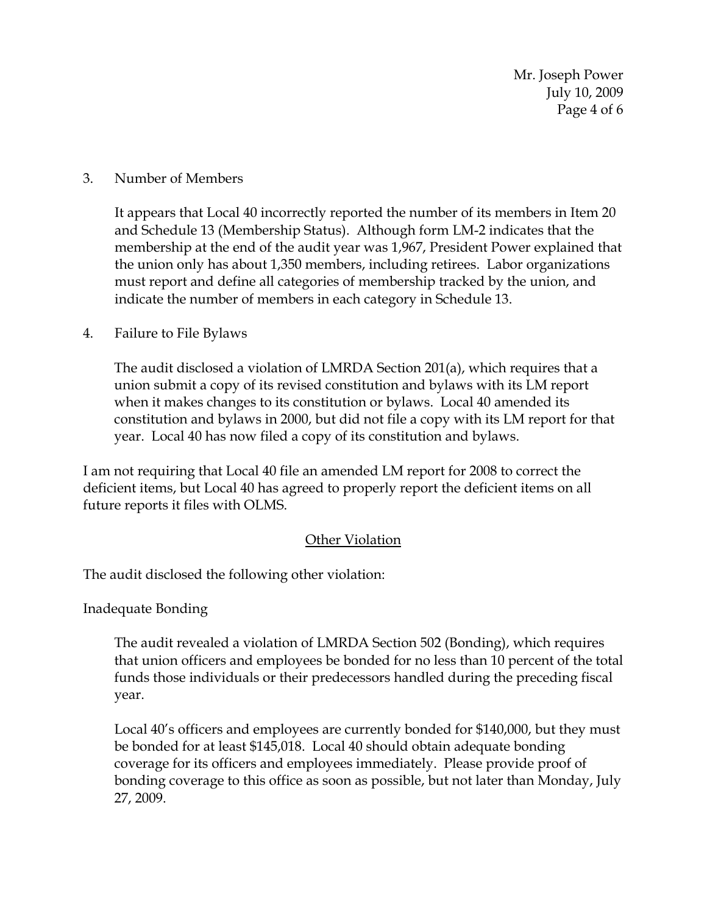3. Number of Members

   It appears that Local 40 incorrectly reported the number of its members in Item 20 and Schedule 13 (Membership Status). Although form LM-2 indicates that the membership at the end of the audit year was 1,967, President Power explained that the union only has about 1,350 members, including retirees. Labor organizations must report and define all categories of membership tracked by the union, and indicate the number of members in each category in Schedule 13.

4. Failure to File Bylaws

   The audit disclosed a violation of LMRDA Section 201(a), which requires that a union submit a copy of its revised constitution and bylaws with its LM report when it makes changes to its constitution or bylaws. Local 40 amended its constitution and bylaws in 2000, but did not file a copy with its LM report for that year. Local 40 has now filed a copy of its constitution and bylaws.

I am not requiring that Local 40 file an amended LM report for 2008 to correct the deficient items, but Local 40 has agreed to properly report the deficient items on all future reports it files with OLMS.

## Other Violation

The audit disclosed the following other violation:

Inadequate Bonding

The audit revealed a violation of LMRDA Section 502 (Bonding), which requires that union officers and employees be bonded for no less than 10 percent of the total funds those individuals or their predecessors handled during the preceding fiscal year.

Local 40's officers and employees are currently bonded for $140,000, but they must be bonded for at least $145,018. Local 40 should obtain adequate bonding coverage for its officers and employees immediately. Please provide proof of bonding coverage to this office as soon as possible, but not later than Monday, July 27, 2009.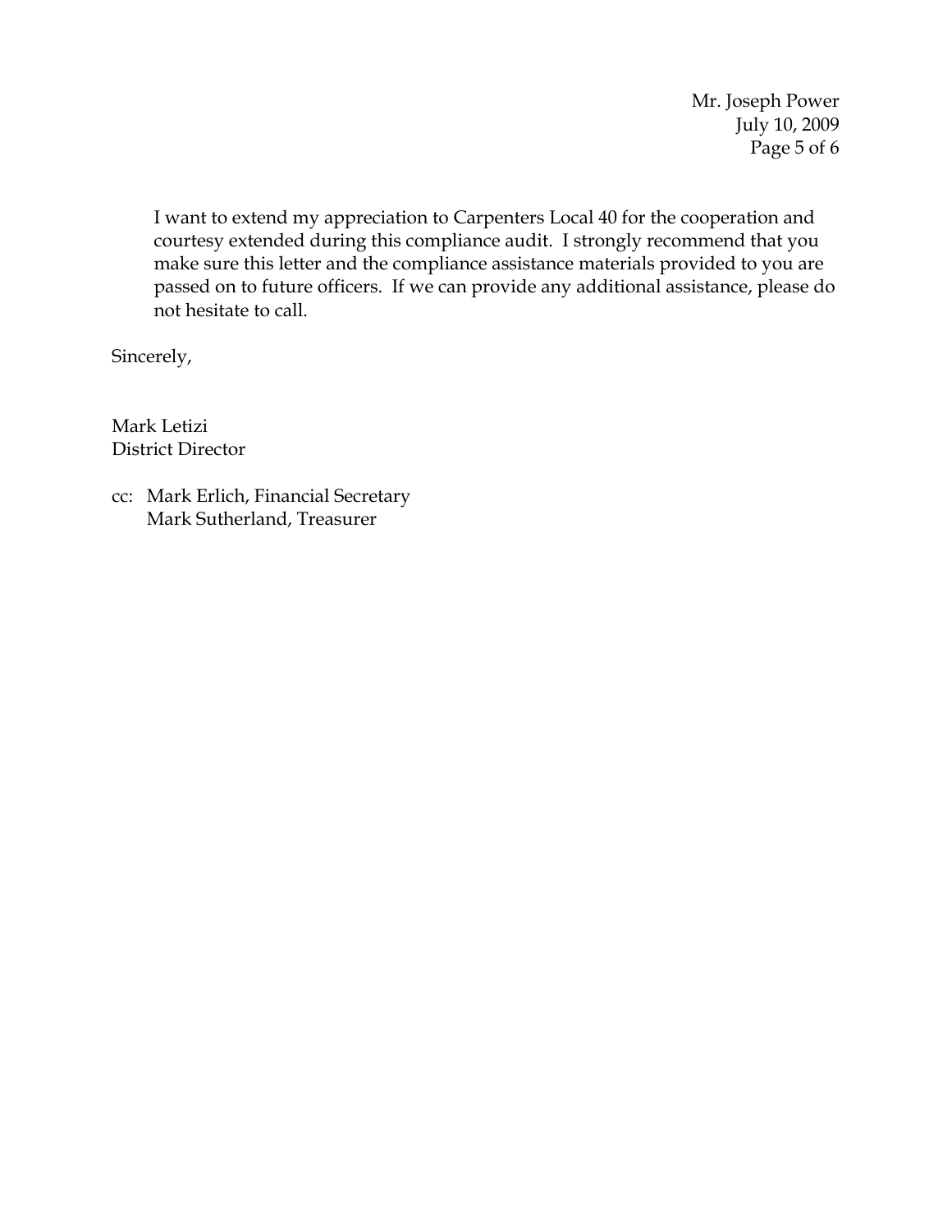I want to extend my appreciation to Carpenters Local 40 for the cooperation and courtesy extended during this compliance audit. I strongly recommend that you make sure this letter and the compliance assistance materials provided to you are passed on to future officers. If we can provide any additional assistance, please do not hesitate to call.

Sincerely,

Mark Letizi
District Director

cc: Mark Erlich, Financial Secretary
Mark Sutherland, Treasurer